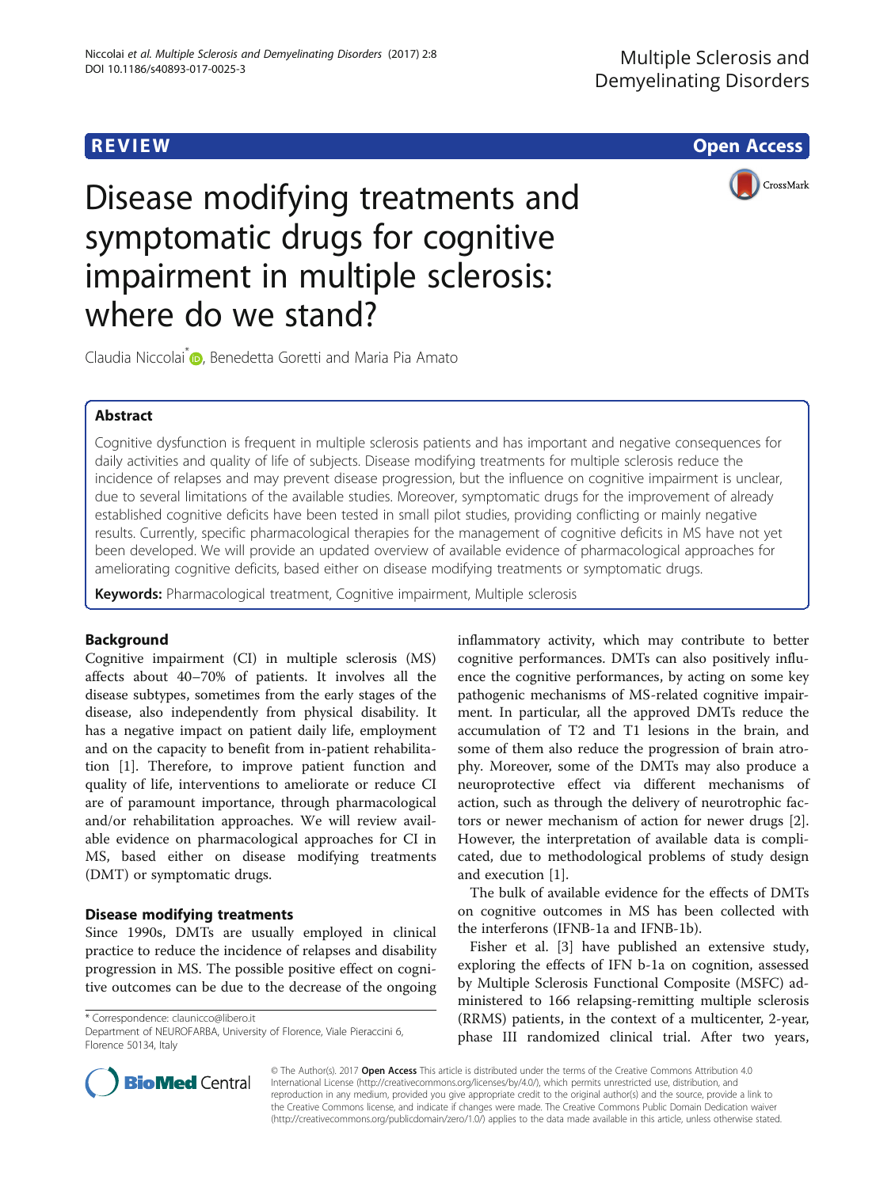REVIEW

Open Access

# Disease modifying treatments and symptomatic drugs for cognitive impairment in multiple sclerosis: where do we stand?

Claudia Niccolai*, Benedetta Goretti and Maria Pia Amato

## Abstract

Cognitive dysfunction is frequent in multiple sclerosis patients and has important and negative consequences for daily activities and quality of life of subjects. Disease modifying treatments for multiple sclerosis reduce the incidence of relapses and may prevent disease progression, but the influence on cognitive impairment is unclear, due to several limitations of the available studies. Moreover, symptomatic drugs for the improvement of already established cognitive deficits have been tested in small pilot studies, providing conflicting or mainly negative results. Currently, specific pharmacological therapies for the management of cognitive deficits in MS have not yet been developed. We will provide an updated overview of available evidence of pharmacological approaches for ameliorating cognitive deficits, based either on disease modifying treatments or symptomatic drugs.

**Keywords:** Pharmacological treatment, Cognitive impairment, Multiple sclerosis

## Background

Cognitive impairment (CI) in multiple sclerosis (MS) affects about 40–70% of patients. It involves all the disease subtypes, sometimes from the early stages of the disease, also independently from physical disability. It has a negative impact on patient daily life, employment and on the capacity to benefit from in-patient rehabilitation [1]. Therefore, to improve patient function and quality of life, interventions to ameliorate or reduce CI are of paramount importance, through pharmacological and/or rehabilitation approaches. We will review available evidence on pharmacological approaches for CI in MS, based either on disease modifying treatments (DMT) or symptomatic drugs.

## Disease modifying treatments

Since 1990s, DMTs are usually employed in clinical practice to reduce the incidence of relapses and disability progression in MS. The possible positive effect on cognitive outcomes can be due to the decrease of the ongoing inflammatory activity, which may contribute to better cognitive performances. DMTs can also positively influence the cognitive performances, by acting on some key pathogenic mechanisms of MS-related cognitive impairment. In particular, all the approved DMTs reduce the accumulation of T2 and T1 lesions in the brain, and some of them also reduce the progression of brain atrophy. Moreover, some of the DMTs may also produce a neuroprotective effect via different mechanisms of action, such as through the delivery of neurotrophic factors or newer mechanism of action for newer drugs [2]. However, the interpretation of available data is complicated, due to methodological problems of study design and execution [1].

The bulk of available evidence for the effects of DMTs on cognitive outcomes in MS has been collected with the interferons (IFNB-1a and IFNB-1b).

Fisher et al. [3] have published an extensive study, exploring the effects of IFN b-1a on cognition, assessed by Multiple Sclerosis Functional Composite (MSFC) administered to 166 relapsing-remitting multiple sclerosis (RRMS) patients, in the context of a multicenter, 2-year, phase III randomized clinical trial. After two years,

* Correspondence: claunicco@libero.it
Department of NEUROFARBA, University of Florence, Viale Pieraccini 6, Florence 50134, Italy

© The Author(s). 2017 **Open Access** This article is distributed under the terms of the Creative Commons Attribution 4.0 International License (http://creativecommons.org/licenses/by/4.0/), which permits unrestricted use, distribution, and reproduction in any medium, provided you give appropriate credit to the original author(s) and the source, provide a link to the Creative Commons license, and indicate if changes were made. The Creative Commons Public Domain Dedication waiver (http://creativecommons.org/publicdomain/zero/1.0/) applies to the data made available in this article, unless otherwise stated.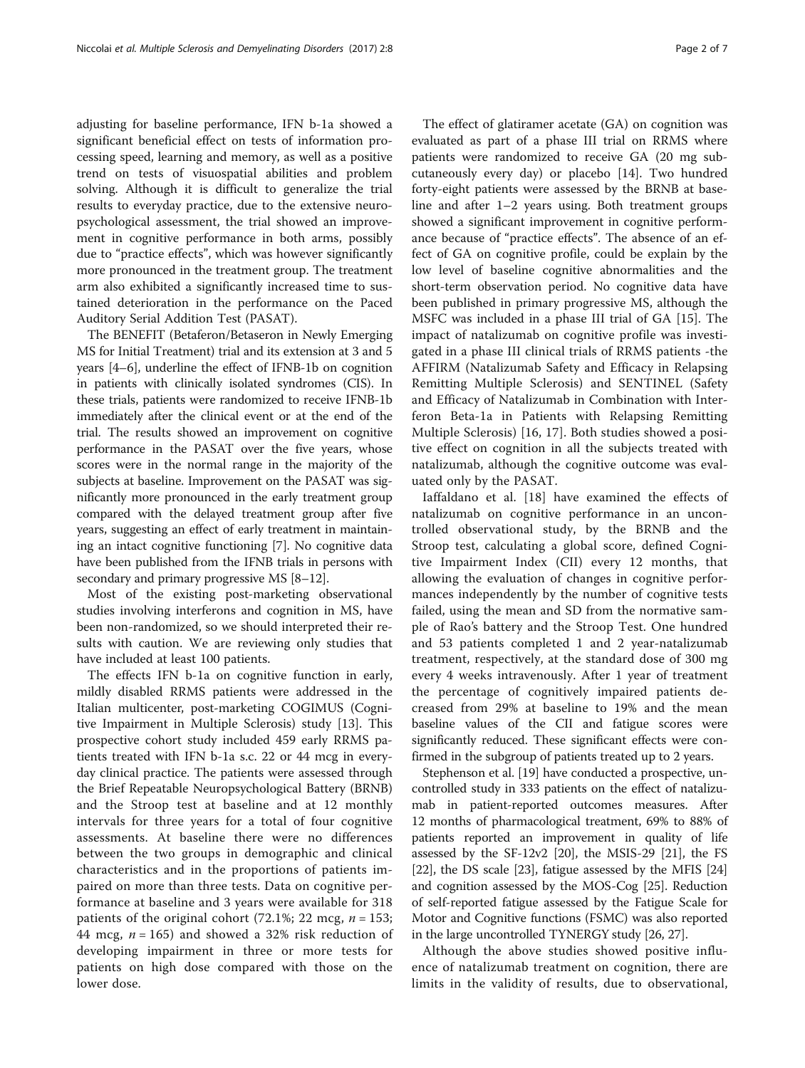adjusting for baseline performance, IFN b-1a showed a significant beneficial effect on tests of information processing speed, learning and memory, as well as a positive trend on tests of visuospatial abilities and problem solving. Although it is difficult to generalize the trial results to everyday practice, due to the extensive neuropsychological assessment, the trial showed an improvement in cognitive performance in both arms, possibly due to "practice effects", which was however significantly more pronounced in the treatment group. The treatment arm also exhibited a significantly increased time to sustained deterioration in the performance on the Paced Auditory Serial Addition Test (PASAT).

The BENEFIT (Betaferon/Betaseron in Newly Emerging MS for Initial Treatment) trial and its extension at 3 and 5 years [4–6], underline the effect of IFNB-1b on cognition in patients with clinically isolated syndromes (CIS). In these trials, patients were randomized to receive IFNB-1b immediately after the clinical event or at the end of the trial. The results showed an improvement on cognitive performance in the PASAT over the five years, whose scores were in the normal range in the majority of the subjects at baseline. Improvement on the PASAT was significantly more pronounced in the early treatment group compared with the delayed treatment group after five years, suggesting an effect of early treatment in maintaining an intact cognitive functioning [7]. No cognitive data have been published from the IFNB trials in persons with secondary and primary progressive MS [8–12].

Most of the existing post-marketing observational studies involving interferons and cognition in MS, have been non-randomized, so we should interpreted their results with caution. We are reviewing only studies that have included at least 100 patients.

The effects IFN b-1a on cognitive function in early, mildly disabled RRMS patients were addressed in the Italian multicenter, post-marketing COGIMUS (Cognitive Impairment in Multiple Sclerosis) study [13]. This prospective cohort study included 459 early RRMS patients treated with IFN b-1a s.c. 22 or 44 mcg in everyday clinical practice. The patients were assessed through the Brief Repeatable Neuropsychological Battery (BRNB) and the Stroop test at baseline and at 12 monthly intervals for three years for a total of four cognitive assessments. At baseline there were no differences between the two groups in demographic and clinical characteristics and in the proportions of patients impaired on more than three tests. Data on cognitive performance at baseline and 3 years were available for 318 patients of the original cohort (72.1%; 22 mcg, $n = 153$; 44 mcg, $n = 165$) and showed a 32% risk reduction of developing impairment in three or more tests for patients on high dose compared with those on the lower dose.

The effect of glatiramer acetate (GA) on cognition was evaluated as part of a phase III trial on RRMS where patients were randomized to receive GA (20 mg subcutaneously every day) or placebo [14]. Two hundred forty-eight patients were assessed by the BRNB at baseline and after 1–2 years using. Both treatment groups showed a significant improvement in cognitive performance because of "practice effects". The absence of an effect of GA on cognitive profile, could be explain by the low level of baseline cognitive abnormalities and the short-term observation period. No cognitive data have been published in primary progressive MS, although the MSFC was included in a phase III trial of GA [15]. The impact of natalizumab on cognitive profile was investigated in a phase III clinical trials of RRMS patients -the AFFIRM (Natalizumab Safety and Efficacy in Relapsing Remitting Multiple Sclerosis) and SENTINEL (Safety and Efficacy of Natalizumab in Combination with Interferon Beta-1a in Patients with Relapsing Remitting Multiple Sclerosis) [16, 17]. Both studies showed a positive effect on cognition in all the subjects treated with natalizumab, although the cognitive outcome was evaluated only by the PASAT.

Iaffaldano et al. [18] have examined the effects of natalizumab on cognitive performance in an uncontrolled observational study, by the BRNB and the Stroop test, calculating a global score, defined Cognitive Impairment Index (CII) every 12 months, that allowing the evaluation of changes in cognitive performances independently by the number of cognitive tests failed, using the mean and SD from the normative sample of Rao's battery and the Stroop Test. One hundred and 53 patients completed 1 and 2 year-natalizumab treatment, respectively, at the standard dose of 300 mg every 4 weeks intravenously. After 1 year of treatment the percentage of cognitively impaired patients decreased from 29% at baseline to 19% and the mean baseline values of the CII and fatigue scores were significantly reduced. These significant effects were confirmed in the subgroup of patients treated up to 2 years.

Stephenson et al. [19] have conducted a prospective, uncontrolled study in 333 patients on the effect of natalizumab in patient-reported outcomes measures. After 12 months of pharmacological treatment, 69% to 88% of patients reported an improvement in quality of life assessed by the SF-12v2 [20], the MSIS-29 [21], the FS [22], the DS scale [23], fatigue assessed by the MFIS [24] and cognition assessed by the MOS-Cog [25]. Reduction of self-reported fatigue assessed by the Fatigue Scale for Motor and Cognitive functions (FSMC) was also reported in the large uncontrolled TYNERGY study [26, 27].

Although the above studies showed positive influence of natalizumab treatment on cognition, there are limits in the validity of results, due to observational,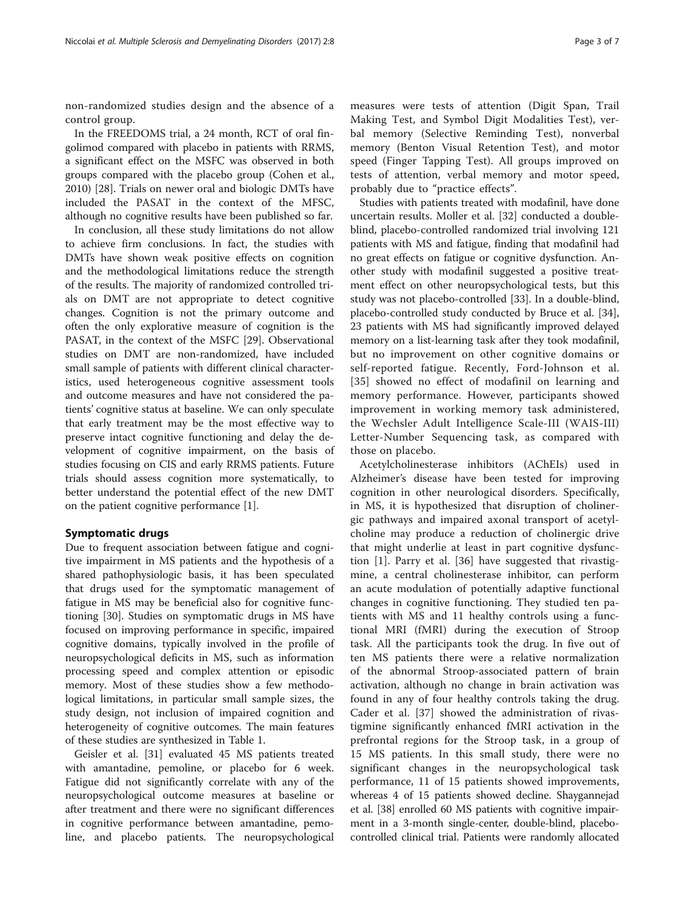non-randomized studies design and the absence of a control group.

In the FREEDOMS trial, a 24 month, RCT of oral fingolimod compared with placebo in patients with RRMS, a significant effect on the MSFC was observed in both groups compared with the placebo group (Cohen et al., 2010) [28]. Trials on newer oral and biologic DMTs have included the PASAT in the context of the MFSC, although no cognitive results have been published so far.

In conclusion, all these study limitations do not allow to achieve firm conclusions. In fact, the studies with DMTs have shown weak positive effects on cognition and the methodological limitations reduce the strength of the results. The majority of randomized controlled trials on DMT are not appropriate to detect cognitive changes. Cognition is not the primary outcome and often the only explorative measure of cognition is the PASAT, in the context of the MSFC [29]. Observational studies on DMT are non-randomized, have included small sample of patients with different clinical characteristics, used heterogeneous cognitive assessment tools and outcome measures and have not considered the patients' cognitive status at baseline. We can only speculate that early treatment may be the most effective way to preserve intact cognitive functioning and delay the development of cognitive impairment, on the basis of studies focusing on CIS and early RRMS patients. Future trials should assess cognition more systematically, to better understand the potential effect of the new DMT on the patient cognitive performance [1].

## Symptomatic drugs

Due to frequent association between fatigue and cognitive impairment in MS patients and the hypothesis of a shared pathophysiologic basis, it has been speculated that drugs used for the symptomatic management of fatigue in MS may be beneficial also for cognitive functioning [30]. Studies on symptomatic drugs in MS have focused on improving performance in specific, impaired cognitive domains, typically involved in the profile of neuropsychological deficits in MS, such as information processing speed and complex attention or episodic memory. Most of these studies show a few methodological limitations, in particular small sample sizes, the study design, not inclusion of impaired cognition and heterogeneity of cognitive outcomes. The main features of these studies are synthesized in Table 1.

Geisler et al. [31] evaluated 45 MS patients treated with amantadine, pemoline, or placebo for 6 week. Fatigue did not significantly correlate with any of the neuropsychological outcome measures at baseline or after treatment and there were no significant differences in cognitive performance between amantadine, pemoline, and placebo patients. The neuropsychological measures were tests of attention (Digit Span, Trail Making Test, and Symbol Digit Modalities Test), verbal memory (Selective Reminding Test), nonverbal memory (Benton Visual Retention Test), and motor speed (Finger Tapping Test). All groups improved on tests of attention, verbal memory and motor speed, probably due to "practice effects".

Studies with patients treated with modafinil, have done uncertain results. Moller et al. [32] conducted a double-blind, placebo-controlled randomized trial involving 121 patients with MS and fatigue, finding that modafinil had no great effects on fatigue or cognitive dysfunction. Another study with modafinil suggested a positive treatment effect on other neuropsychological tests, but this study was not placebo-controlled [33]. In a double-blind, placebo-controlled study conducted by Bruce et al. [34], 23 patients with MS had significantly improved delayed memory on a list-learning task after they took modafinil, but no improvement on other cognitive domains or self-reported fatigue. Recently, Ford-Johnson et al. [35] showed no effect of modafinil on learning and memory performance. However, participants showed improvement in working memory task administered, the Wechsler Adult Intelligence Scale-III (WAIS-III) Letter-Number Sequencing task, as compared with those on placebo.

Acetylcholinesterase inhibitors (AChEIs) used in Alzheimer's disease have been tested for improving cognition in other neurological disorders. Specifically, in MS, it is hypothesized that disruption of cholinergic pathways and impaired axonal transport of acetylcholine may produce a reduction of cholinergic drive that might underlie at least in part cognitive dysfunction [1]. Parry et al. [36] have suggested that rivastigmine, a central cholinesterase inhibitor, can perform an acute modulation of potentially adaptive functional changes in cognitive functioning. They studied ten patients with MS and 11 healthy controls using a functional MRI (fMRI) during the execution of Stroop task. All the participants took the drug. In five out of ten MS patients there were a relative normalization of the abnormal Stroop-associated pattern of brain activation, although no change in brain activation was found in any of four healthy controls taking the drug. Cader et al. [37] showed the administration of rivastigmine significantly enhanced fMRI activation in the prefrontal regions for the Stroop task, in a group of 15 MS patients. In this small study, there were no significant changes in the neuropsychological task performance, 11 of 15 patients showed improvements, whereas 4 of 15 patients showed decline. Shaygannejad et al. [38] enrolled 60 MS patients with cognitive impairment in a 3-month single-center, double-blind, placebo-controlled clinical trial. Patients were randomly allocated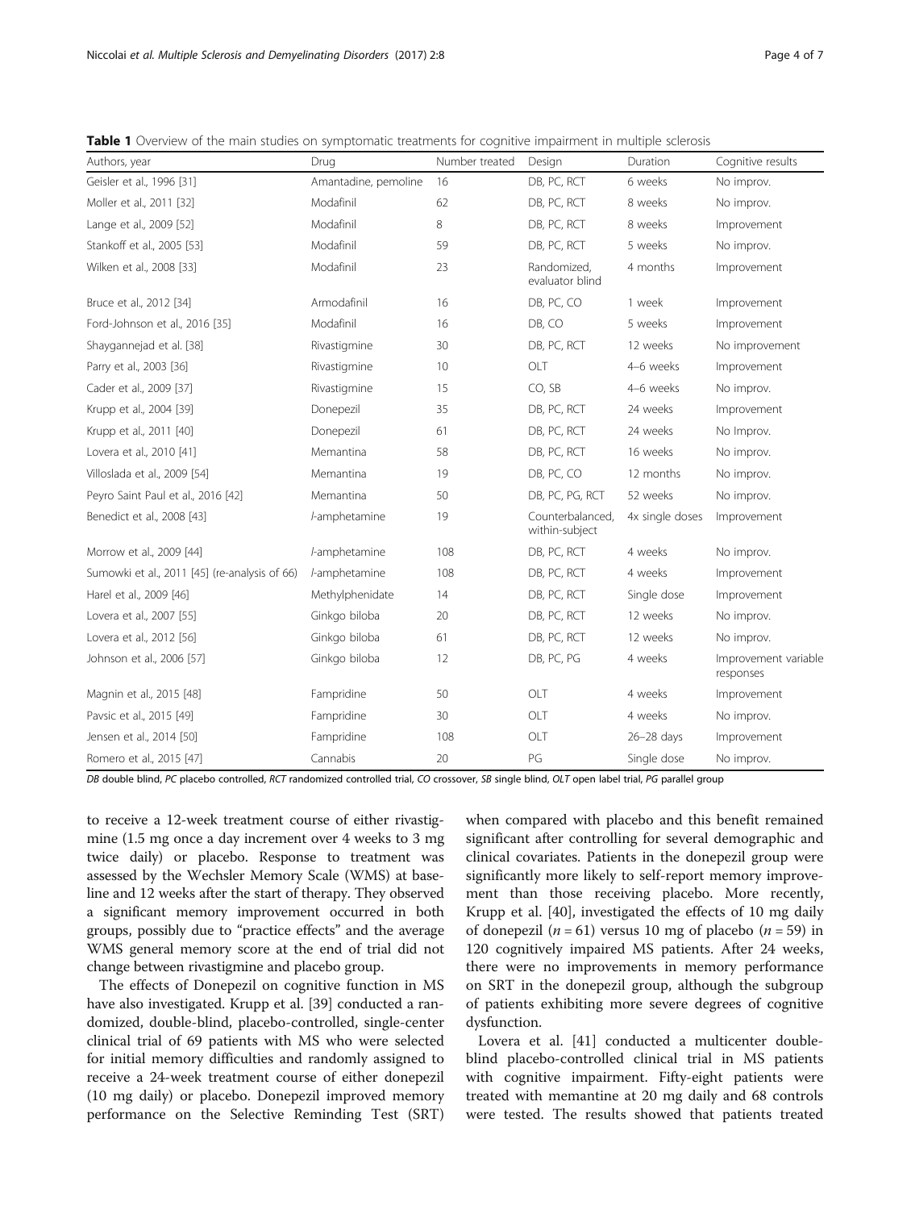**Table 1** Overview of the main studies on symptomatic treatments for cognitive impairment in multiple sclerosis

| Authors, year | Drug | Number treated | Design | Duration | Cognitive results |
|---|---|---|---|---|---|
| Geisler et al., 1996 [31] | Amantadine, pemoline | 16 | DB, PC, RCT | 6 weeks | No improv. |
| Moller et al., 2011 [32] | Modafinil | 62 | DB, PC, RCT | 8 weeks | No improv. |
| Lange et al., 2009 [52] | Modafinil | 8 | DB, PC, RCT | 8 weeks | Improvement |
| Stankoff et al., 2005 [53] | Modafinil | 59 | DB, PC, RCT | 5 weeks | No improv. |
| Wilken et al., 2008 [33] | Modafinil | 23 | Randomized, evaluator blind | 4 months | Improvement |
| Bruce et al., 2012 [34] | Armodafinil | 16 | DB, PC, CO | 1 week | Improvement |
| Ford-Johnson et al., 2016 [35] | Modafinil | 16 | DB, CO | 5 weeks | Improvement |
| Shaygannejad et al. [38] | Rivastigmine | 30 | DB, PC, RCT | 12 weeks | No improvement |
| Parry et al., 2003 [36] | Rivastigmine | 10 | OLT | 4–6 weeks | Improvement |
| Cader et al., 2009 [37] | Rivastigmine | 15 | CO, SB | 4–6 weeks | No improv. |
| Krupp et al., 2004 [39] | Donepezil | 35 | DB, PC, RCT | 24 weeks | Improvement |
| Krupp et al., 2011 [40] | Donepezil | 61 | DB, PC, RCT | 24 weeks | No Improv. |
| Lovera et al., 2010 [41] | Memantina | 58 | DB, PC, RCT | 16 weeks | No improv. |
| Villoslada et al., 2009 [54] | Memantina | 19 | DB, PC, CO | 12 months | No improv. |
| Peyro Saint Paul et al., 2016 [42] | Memantina | 50 | DB, PC, PG, RCT | 52 weeks | No improv. |
| Benedict et al., 2008 [43] | *l*-amphetamine | 19 | Counterbalanced, within-subject | 4x single doses | Improvement |
| Morrow et al., 2009 [44] | *l*-amphetamine | 108 | DB, PC, RCT | 4 weeks | No improv. |
| Sumowki et al., 2011 [45] (re-analysis of 66) | *l*-amphetamine | 108 | DB, PC, RCT | 4 weeks | Improvement |
| Harel et al., 2009 [46] | Methylphenidate | 14 | DB, PC, RCT | Single dose | Improvement |
| Lovera et al., 2007 [55] | Ginkgo biloba | 20 | DB, PC, RCT | 12 weeks | No improv. |
| Lovera et al., 2012 [56] | Ginkgo biloba | 61 | DB, PC, RCT | 12 weeks | No improv. |
| Johnson et al., 2006 [57] | Ginkgo biloba | 12 | DB, PC, PG | 4 weeks | Improvement variable responses |
| Magnin et al., 2015 [48] | Fampridine | 50 | OLT | 4 weeks | Improvement |
| Pavsic et al., 2015 [49] | Fampridine | 30 | OLT | 4 weeks | No improv. |
| Jensen et al., 2014 [50] | Fampridine | 108 | OLT | 26–28 days | Improvement |
| Romero et al., 2015 [47] | Cannabis | 20 | PG | Single dose | No improv. |

*DB* double blind, *PC* placebo controlled, *RCT* randomized controlled trial, *CO* crossover, *SB* single blind, *OLT* open label trial, *PG* parallel group

to receive a 12-week treatment course of either rivastigmine (1.5 mg once a day increment over 4 weeks to 3 mg twice daily) or placebo. Response to treatment was assessed by the Wechsler Memory Scale (WMS) at baseline and 12 weeks after the start of therapy. They observed a significant memory improvement occurred in both groups, possibly due to "practice effects" and the average WMS general memory score at the end of trial did not change between rivastigmine and placebo group.

The effects of Donepezil on cognitive function in MS have also investigated. Krupp et al. [39] conducted a randomized, double-blind, placebo-controlled, single-center clinical trial of 69 patients with MS who were selected for initial memory difficulties and randomly assigned to receive a 24-week treatment course of either donepezil (10 mg daily) or placebo. Donepezil improved memory performance on the Selective Reminding Test (SRT) when compared with placebo and this benefit remained significant after controlling for several demographic and clinical covariates. Patients in the donepezil group were significantly more likely to self-report memory improvement than those receiving placebo. More recently, Krupp et al. [40], investigated the effects of 10 mg daily of donepezil ($n = 61$) versus 10 mg of placebo ($n = 59$) in 120 cognitively impaired MS patients. After 24 weeks, there were no improvements in memory performance on SRT in the donepezil group, although the subgroup of patients exhibiting more severe degrees of cognitive dysfunction.

Lovera et al. [41] conducted a multicenter double-blind placebo-controlled clinical trial in MS patients with cognitive impairment. Fifty-eight patients were treated with memantine at 20 mg daily and 68 controls were tested. The results showed that patients treated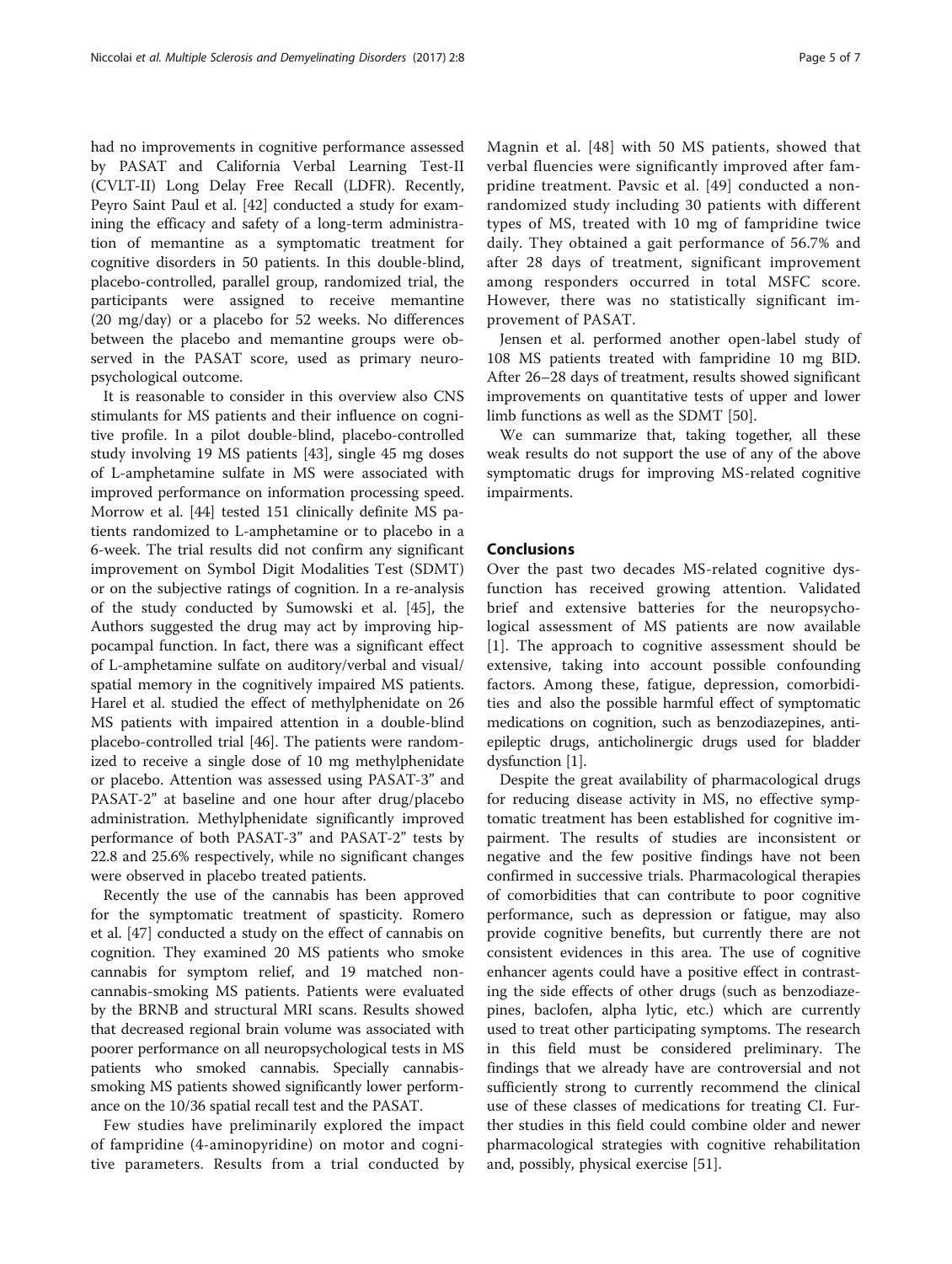had no improvements in cognitive performance assessed by PASAT and California Verbal Learning Test-II (CVLT-II) Long Delay Free Recall (LDFR). Recently, Peyro Saint Paul et al. [42] conducted a study for examining the efficacy and safety of a long-term administration of memantine as a symptomatic treatment for cognitive disorders in 50 patients. In this double-blind, placebo-controlled, parallel group, randomized trial, the participants were assigned to receive memantine (20 mg/day) or a placebo for 52 weeks. No differences between the placebo and memantine groups were observed in the PASAT score, used as primary neuropsychological outcome.

It is reasonable to consider in this overview also CNS stimulants for MS patients and their influence on cognitive profile. In a pilot double-blind, placebo-controlled study involving 19 MS patients [43], single 45 mg doses of L-amphetamine sulfate in MS were associated with improved performance on information processing speed. Morrow et al. [44] tested 151 clinically definite MS patients randomized to L-amphetamine or to placebo in a 6-week. The trial results did not confirm any significant improvement on Symbol Digit Modalities Test (SDMT) or on the subjective ratings of cognition. In a re-analysis of the study conducted by Sumowski et al. [45], the Authors suggested the drug may act by improving hippocampal function. In fact, there was a significant effect of L-amphetamine sulfate on auditory/verbal and visual/spatial memory in the cognitively impaired MS patients. Harel et al. studied the effect of methylphenidate on 26 MS patients with impaired attention in a double-blind placebo-controlled trial [46]. The patients were randomized to receive a single dose of 10 mg methylphenidate or placebo. Attention was assessed using PASAT-3" and PASAT-2" at baseline and one hour after drug/placebo administration. Methylphenidate significantly improved performance of both PASAT-3" and PASAT-2" tests by 22.8 and 25.6% respectively, while no significant changes were observed in placebo treated patients.

Recently the use of the cannabis has been approved for the symptomatic treatment of spasticity. Romero et al. [47] conducted a study on the effect of cannabis on cognition. They examined 20 MS patients who smoke cannabis for symptom relief, and 19 matched non-cannabis-smoking MS patients. Patients were evaluated by the BRNB and structural MRI scans. Results showed that decreased regional brain volume was associated with poorer performance on all neuropsychological tests in MS patients who smoked cannabis. Specially cannabis-smoking MS patients showed significantly lower performance on the 10/36 spatial recall test and the PASAT.

Few studies have preliminarily explored the impact of fampridine (4-aminopyridine) on motor and cognitive parameters. Results from a trial conducted by Magnin et al. [48] with 50 MS patients, showed that verbal fluencies were significantly improved after fampridine treatment. Pavsic et al. [49] conducted a non-randomized study including 30 patients with different types of MS, treated with 10 mg of fampridine twice daily. They obtained a gait performance of 56.7% and after 28 days of treatment, significant improvement among responders occurred in total MSFC score. However, there was no statistically significant improvement of PASAT.

Jensen et al. performed another open-label study of 108 MS patients treated with fampridine 10 mg BID. After 26–28 days of treatment, results showed significant improvements on quantitative tests of upper and lower limb functions as well as the SDMT [50].

We can summarize that, taking together, all these weak results do not support the use of any of the above symptomatic drugs for improving MS-related cognitive impairments.

## Conclusions

Over the past two decades MS-related cognitive dysfunction has received growing attention. Validated brief and extensive batteries for the neuropsychological assessment of MS patients are now available [1]. The approach to cognitive assessment should be extensive, taking into account possible confounding factors. Among these, fatigue, depression, comorbidities and also the possible harmful effect of symptomatic medications on cognition, such as benzodiazepines, antiepileptic drugs, anticholinergic drugs used for bladder dysfunction [1].

Despite the great availability of pharmacological drugs for reducing disease activity in MS, no effective symptomatic treatment has been established for cognitive impairment. The results of studies are inconsistent or negative and the few positive findings have not been confirmed in successive trials. Pharmacological therapies of comorbidities that can contribute to poor cognitive performance, such as depression or fatigue, may also provide cognitive benefits, but currently there are not consistent evidences in this area. The use of cognitive enhancer agents could have a positive effect in contrasting the side effects of other drugs (such as benzodiazepines, baclofen, alpha lytic, etc.) which are currently used to treat other participating symptoms. The research in this field must be considered preliminary. The findings that we already have are controversial and not sufficiently strong to currently recommend the clinical use of these classes of medications for treating CI. Further studies in this field could combine older and newer pharmacological strategies with cognitive rehabilitation and, possibly, physical exercise [51].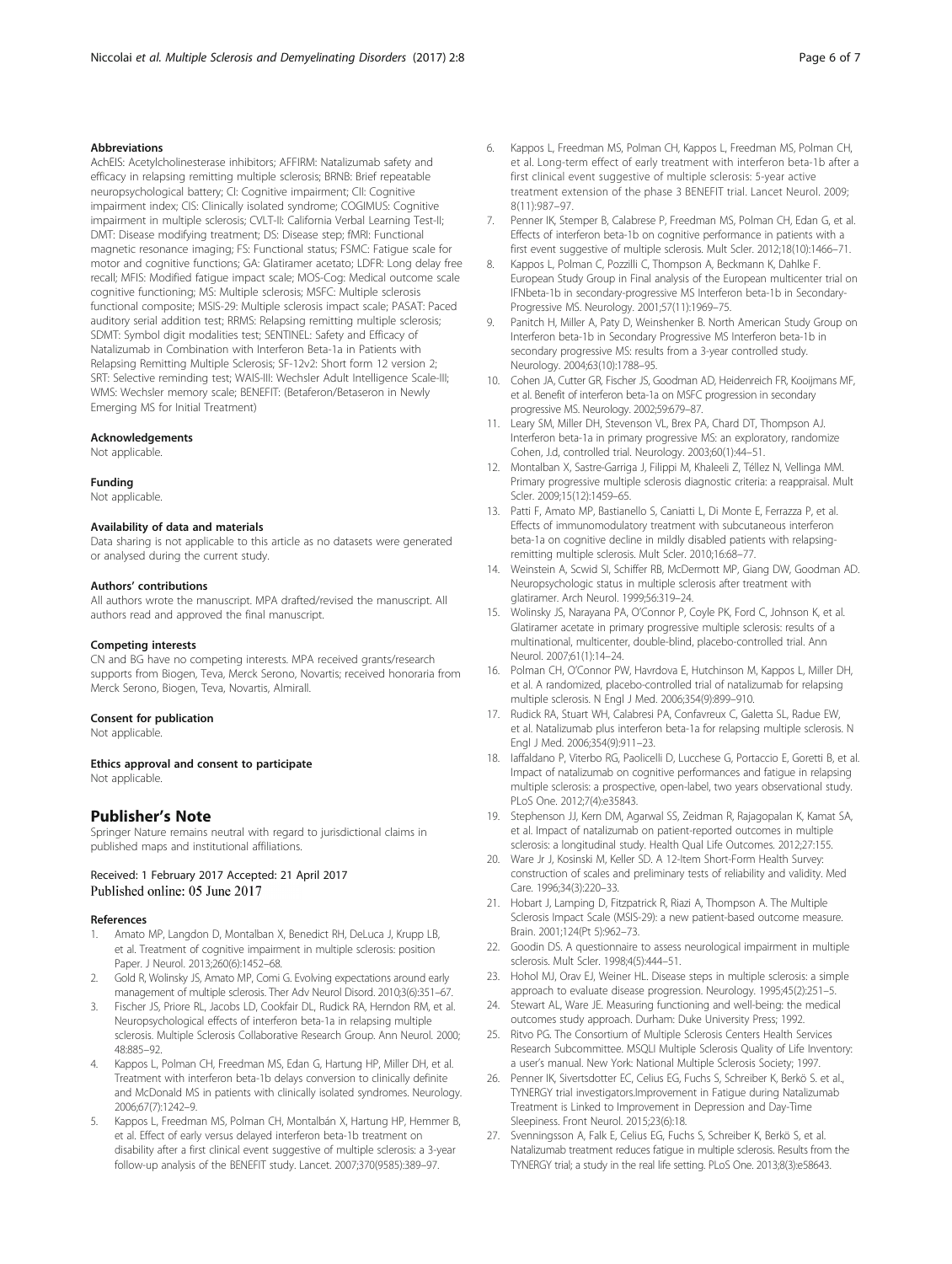#### Abbreviations

AchEIS: Acetylcholinesterase inhibitors; AFFIRM: Natalizumab safety and efficacy in relapsing remitting multiple sclerosis; BRNB: Brief repeatable neuropsychological battery; CI: Cognitive impairment; CII: Cognitive impairment index; CIS: Clinically isolated syndrome; COGIMUS: Cognitive impairment in multiple sclerosis; CVLT-II: California Verbal Learning Test-II; DMT: Disease modifying treatment; DS: Disease step; fMRI: Functional magnetic resonance imaging; FS: Functional status; FSMC: Fatigue scale for motor and cognitive functions; GA: Glatiramer acetato; LDFR: Long delay free recall; MFIS: Modified fatigue impact scale; MOS-Cog: Medical outcome scale cognitive functioning; MS: Multiple sclerosis; MSFC: Multiple sclerosis functional composite; MSIS-29: Multiple sclerosis impact scale; PASAT: Paced auditory serial addition test; RRMS: Relapsing remitting multiple sclerosis; SDMT: Symbol digit modalities test; SENTINEL: Safety and Efficacy of Natalizumab in Combination with Interferon Beta-1a in Patients with Relapsing Remitting Multiple Sclerosis; SF-12v2: Short form 12 version 2; SRT: Selective reminding test; WAIS-III: Wechsler Adult Intelligence Scale-III; WMS: Wechsler memory scale; BENEFIT: (Betaferon/Betaseron in Newly Emerging MS for Initial Treatment)

#### Acknowledgements

Not applicable.

#### Funding

Not applicable.

#### Availability of data and materials

Data sharing is not applicable to this article as no datasets were generated or analysed during the current study.

#### Authors' contributions

All authors wrote the manuscript. MPA drafted/revised the manuscript. All authors read and approved the final manuscript.

#### Competing interests

CN and BG have no competing interests. MPA received grants/research supports from Biogen, Teva, Merck Serono, Novartis; received honoraria from Merck Serono, Biogen, Teva, Novartis, Almirall.

#### Consent for publication

Not applicable.

#### Ethics approval and consent to participate

Not applicable.

## Publisher's Note

Springer Nature remains neutral with regard to jurisdictional claims in published maps and institutional affiliations.

Received: 1 February 2017 Accepted: 21 April 2017
Published online: 05 June 2017

#### References

1. Amato MP, Langdon D, Montalban X, Benedict RH, DeLuca J, Krupp LB, et al. Treatment of cognitive impairment in multiple sclerosis: position Paper. J Neurol. 2013;260(6):1452–68.
2. Gold R, Wolinsky JS, Amato MP, Comi G. Evolving expectations around early management of multiple sclerosis. Ther Adv Neurol Disord. 2010;3(6):351–67.
3. Fischer JS, Priore RL, Jacobs LD, Cookfair DL, Rudick RA, Herndon RM, et al. Neuropsychological effects of interferon beta-1a in relapsing multiple sclerosis. Multiple Sclerosis Collaborative Research Group. Ann Neurol. 2000; 48:885–92.
4. Kappos L, Polman CH, Freedman MS, Edan G, Hartung HP, Miller DH, et al. Treatment with interferon beta-1b delays conversion to clinically definite and McDonald MS in patients with clinically isolated syndromes. Neurology. 2006;67(7):1242–9.
5. Kappos L, Freedman MS, Polman CH, Montalbán X, Hartung HP, Hemmer B, et al. Effect of early versus delayed interferon beta-1b treatment on disability after a first clinical event suggestive of multiple sclerosis: a 3-year follow-up analysis of the BENEFIT study. Lancet. 2007;370(9585):389–97.
6. Kappos L, Freedman MS, Polman CH, Kappos L, Freedman MS, Polman CH, et al. Long-term effect of early treatment with interferon beta-1b after a first clinical event suggestive of multiple sclerosis: 5-year active treatment extension of the phase 3 BENEFIT trial. Lancet Neurol. 2009; 8(11):987–97.
7. Penner IK, Stemper B, Calabrese P, Freedman MS, Polman CH, Edan G, et al. Effects of interferon beta-1b on cognitive performance in patients with a first event suggestive of multiple sclerosis. Mult Scler. 2012;18(10):1466–71.
8. Kappos L, Polman C, Pozzilli C, Thompson A, Beckmann K, Dahlke F. European Study Group in Final analysis of the European multicenter trial on IFNbeta-1b in secondary-progressive MS Interferon beta-1b in Secondary-Progressive MS. Neurology. 2001;57(11):1969–75.
9. Panitch H, Miller A, Paty D, Weinshenker B. North American Study Group on Interferon beta-1b in Secondary Progressive MS Interferon beta-1b in secondary progressive MS: results from a 3-year controlled study. Neurology. 2004;63(10):1788–95.
10. Cohen JA, Cutter GR, Fischer JS, Goodman AD, Heidenreich FR, Kooijmans MF, et al. Benefit of interferon beta-1a on MSFC progression in secondary progressive MS. Neurology. 2002;59:679–87.
11. Leary SM, Miller DH, Stevenson VL, Brex PA, Chard DT, Thompson AJ. Interferon beta-1a in primary progressive MS: an exploratory, randomize Cohen, J.d, controlled trial. Neurology. 2003;60(1):44–51.
12. Montalban X, Sastre-Garriga J, Filippi M, Khaleeli Z, Téllez N, Vellinga MM. Primary progressive multiple sclerosis diagnostic criteria: a reappraisal. Mult Scler. 2009;15(12):1459–65.
13. Patti F, Amato MP, Bastianello S, Caniatti L, Di Monte E, Ferrazza P, et al. Effects of immunomodulatory treatment with subcutaneous interferon beta-1a on cognitive decline in mildly disabled patients with relapsing-remitting multiple sclerosis. Mult Scler. 2010;16:68–77.
14. Weinstein A, Scwid SI, Schiffer RB, McDermott MP, Giang DW, Goodman AD. Neuropsychologic status in multiple sclerosis after treatment with glatiramer. Arch Neurol. 1999;56:319–24.
15. Wolinsky JS, Narayana PA, O'Connor P, Coyle PK, Ford C, Johnson K, et al. Glatiramer acetate in primary progressive multiple sclerosis: results of a multinational, multicenter, double-blind, placebo-controlled trial. Ann Neurol. 2007;61(1):14–24.
16. Polman CH, O'Connor PW, Havrdova E, Hutchinson M, Kappos L, Miller DH, et al. A randomized, placebo-controlled trial of natalizumab for relapsing multiple sclerosis. N Engl J Med. 2006;354(9):899–910.
17. Rudick RA, Stuart WH, Calabresi PA, Confavreux C, Galetta SL, Radue EW, et al. Natalizumab plus interferon beta-1a for relapsing multiple sclerosis. N Engl J Med. 2006;354(9):911–23.
18. Iaffaldano P, Viterbo RG, Paolicelli D, Lucchese G, Portaccio E, Goretti B, et al. Impact of natalizumab on cognitive performances and fatigue in relapsing multiple sclerosis: a prospective, open-label, two years observational study. PLoS One. 2012;7(4):e35843.
19. Stephenson JJ, Kern DM, Agarwal SS, Zeidman R, Rajagopalan K, Kamat SA, et al. Impact of natalizumab on patient-reported outcomes in multiple sclerosis: a longitudinal study. Health Qual Life Outcomes. 2012;27:155.
20. Ware Jr J, Kosinski M, Keller SD. A 12-Item Short-Form Health Survey: construction of scales and preliminary tests of reliability and validity. Med Care. 1996;34(3):220–33.
21. Hobart J, Lamping D, Fitzpatrick R, Riazi A, Thompson A. The Multiple Sclerosis Impact Scale (MSIS-29): a new patient-based outcome measure. Brain. 2001;124(Pt 5):962–73.
22. Goodin DS. A questionnaire to assess neurological impairment in multiple sclerosis. Mult Scler. 1998;4(5):444–51.
23. Hohol MJ, Orav EJ, Weiner HL. Disease steps in multiple sclerosis: a simple approach to evaluate disease progression. Neurology. 1995;45(2):251–5.
24. Stewart AL, Ware JE. Measuring functioning and well-being: the medical outcomes study approach. Durham: Duke University Press; 1992.
25. Ritvo PG. The Consortium of Multiple Sclerosis Centers Health Services Research Subcommittee. MSQLI Multiple Sclerosis Quality of Life Inventory: a user's manual. New York: National Multiple Sclerosis Society; 1997.
26. Penner IK, Sivertsdotter EC, Celius EG, Fuchs S, Schreiber K, Berkö S. et al., TYNERGY trial investigators.Improvement in Fatigue during Natalizumab Treatment is Linked to Improvement in Depression and Day-Time Sleepiness. Front Neurol. 2015;23(6):18.
27. Svenningsson A, Falk E, Celius EG, Fuchs S, Schreiber K, Berkö S, et al. Natalizumab treatment reduces fatigue in multiple sclerosis. Results from the TYNERGY trial; a study in the real life setting. PLoS One. 2013;8(3):e58643.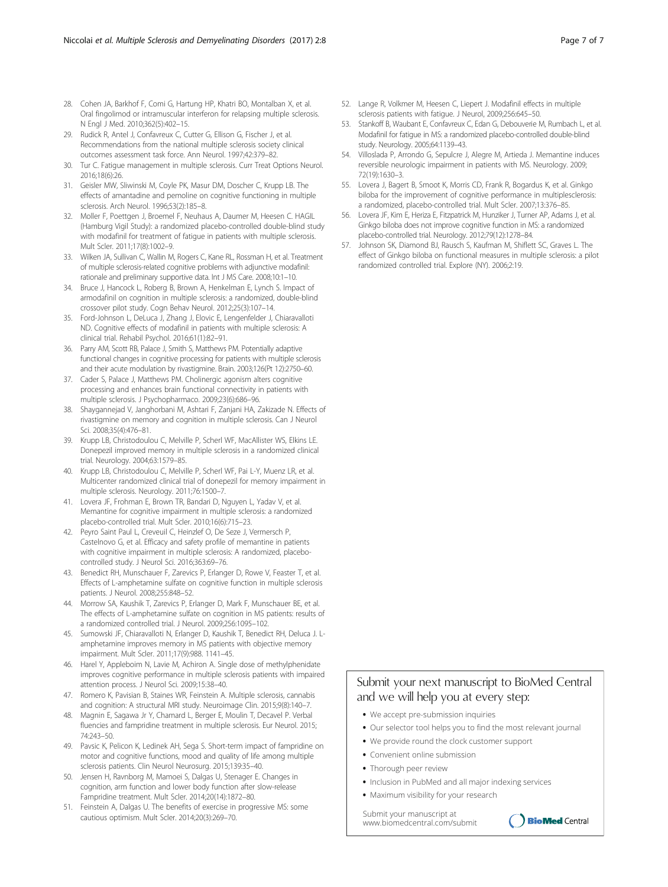28. Cohen JA, Barkhof F, Comi G, Hartung HP, Khatri BO, Montalban X, et al. Oral fingolimod or intramuscular interferon for relapsing multiple sclerosis. N Engl J Med. 2010;362(5):402–15.
29. Rudick R, Antel J, Confavreux C, Cutter G, Ellison G, Fischer J, et al. Recommendations from the national multiple sclerosis society clinical outcomes assessment task force. Ann Neurol. 1997;42:379–82.
30. Tur C. Fatigue management in multiple sclerosis. Curr Treat Options Neurol. 2016;18(6):26.
31. Geisler MW, Sliwinski M, Coyle PK, Masur DM, Doscher C, Krupp LB. The effects of amantadine and pemoline on cognitive functioning in multiple sclerosis. Arch Neurol. 1996;53(2):185–8.
32. Moller F, Poettgen J, Broemel F, Neuhaus A, Daumer M, Heesen C. HAGIL (Hamburg Vigil Study): a randomized placebo-controlled double-blind study with modafinil for treatment of fatigue in patients with multiple sclerosis. Mult Scler. 2011;17(8):1002–9.
33. Wilken JA, Sullivan C, Wallin M, Rogers C, Kane RL, Rossman H, et al. Treatment of multiple sclerosis-related cognitive problems with adjunctive modafinil: rationale and preliminary supportive data. Int J MS Care. 2008;10:1–10.
34. Bruce J, Hancock L, Roberg B, Brown A, Henkelman E, Lynch S. Impact of armodafinil on cognition in multiple sclerosis: a randomized, double-blind crossover pilot study. Cogn Behav Neurol. 2012;25(3):107–14.
35. Ford-Johnson L, DeLuca J, Zhang J, Elovic E, Lengenfelder J, Chiaravalloti ND. Cognitive effects of modafinil in patients with multiple sclerosis: A clinical trial. Rehabil Psychol. 2016;61(1):82–91.
36. Parry AM, Scott RB, Palace J, Smith S, Matthews PM. Potentially adaptive functional changes in cognitive processing for patients with multiple sclerosis and their acute modulation by rivastigmine. Brain. 2003;126(Pt 12):2750–60.
37. Cader S, Palace J, Matthews PM. Cholinergic agonism alters cognitive processing and enhances brain functional connectivity in patients with multiple sclerosis. J Psychopharmaco. 2009;23(6):686–96.
38. Shaygannejad V, Janghorbani M, Ashtari F, Zanjani HA, Zakizade N. Effects of rivastigmine on memory and cognition in multiple sclerosis. Can J Neurol Sci. 2008;35(4):476–81.
39. Krupp LB, Christodoulou C, Melville P, Scherl WF, MacAllister WS, Elkins LE. Donepezil improved memory in multiple sclerosis in a randomized clinical trial. Neurology. 2004;63:1579–85.
40. Krupp LB, Christodoulou C, Melville P, Scherl WF, Pai L-Y, Muenz LR, et al. Multicenter randomized clinical trial of donepezil for memory impairment in multiple sclerosis. Neurology. 2011;76:1500–7.
41. Lovera JF, Frohman E, Brown TR, Bandari D, Nguyen L, Yadav V, et al. Memantine for cognitive impairment in multiple sclerosis: a randomized placebo-controlled trial. Mult Scler. 2010;16(6):715–23.
42. Peyro Saint Paul L, Creveuil C, Heinzlef O, De Seze J, Vermersch P, Castelnovo G, et al. Efficacy and safety profile of memantine in patients with cognitive impairment in multiple sclerosis: A randomized, placebo-controlled study. J Neurol Sci. 2016;363:69–76.
43. Benedict RH, Munschauer F, Zarevics P, Erlanger D, Rowe V, Feaster T, et al. Effects of L-amphetamine sulfate on cognitive function in multiple sclerosis patients. J Neurol. 2008;255:848–52.
44. Morrow SA, Kaushik T, Zarevics P, Erlanger D, Mark F, Munschauer BE, et al. The effects of L-amphetamine sulfate on cognition in MS patients: results of a randomized controlled trial. J Neurol. 2009;256:1095–102.
45. Sumowski JF, Chiaravalloti N, Erlanger D, Kaushik T, Benedict RH, Deluca J. L-amphetamine improves memory in MS patients with objective memory impairment. Mult Scler. 2011;17(9):988. 1141–45.
46. Harel Y, Appleboim N, Lavie M, Achiron A. Single dose of methylphenidate improves cognitive performance in multiple sclerosis patients with impaired attention process. J Neurol Sci. 2009;15:38–40.
47. Romero K, Pavisian B, Staines WR, Feinstein A. Multiple sclerosis, cannabis and cognition: A structural MRI study. Neuroimage Clin. 2015;9(8):140–7.
48. Magnin E, Sagawa Jr Y, Chamard L, Berger E, Moulin T, Decavel P. Verbal fluencies and fampridine treatment in multiple sclerosis. Eur Neurol. 2015;74:243–50.
49. Pavsic K, Pelicon K, Ledinek AH, Sega S. Short-term impact of fampridine on motor and cognitive functions, mood and quality of life among multiple sclerosis patients. Clin Neurol Neurosurg. 2015;139:35–40.
50. Jensen H, Ravnborg M, Mamoei S, Dalgas U, Stenager E. Changes in cognition, arm function and lower body function after slow-release Fampridine treatment. Mult Scler. 2014;20(14):1872–80.
51. Feinstein A, Dalgas U. The benefits of exercise in progressive MS: some cautious optimism. Mult Scler. 2014;20(3):269–70.
52. Lange R, Volkmer M, Heesen C, Liepert J. Modafinil effects in multiple sclerosis patients with fatigue. J Neurol, 2009;256:645–50.
53. Stankoff B, Waubant E, Confavreux C, Edan G, Debouverie M, Rumbach L, et al. Modafinil for fatigue in MS: a randomized placebo-controlled double-blind study. Neurology. 2005;64:1139–43.
54. Villoslada P, Arrondo G, Sepulcre J, Alegre M, Artieda J. Memantine induces reversible neurologic impairment in patients with MS. Neurology. 2009;72(19):1630–3.
55. Lovera J, Bagert B, Smoot K, Morris CD, Frank R, Bogardus K, et al. Ginkgo biloba for the improvement of cognitive performance in multiplesclerosis: a randomized, placebo-controlled trial. Mult Scler. 2007;13:376–85.
56. Lovera JF, Kim E, Heriza E, Fitzpatrick M, Hunziker J, Turner AP, Adams J, et al. Ginkgo biloba does not improve cognitive function in MS: a randomized placebo-controlled trial. Neurology. 2012;79(12):1278–84.
57. Johnson SK, Diamond BJ, Rausch S, Kaufman M, Shiflett SC, Graves L. The effect of Ginkgo biloba on functional measures in multiple sclerosis: a pilot randomized controlled trial. Explore (NY). 2006;2:19.

## Submit your next manuscript to BioMed Central and we will help you at every step:

- We accept pre-submission inquiries
- Our selector tool helps you to find the most relevant journal
- We provide round the clock customer support
- Convenient online submission
- Thorough peer review
- Inclusion in PubMed and all major indexing services
- Maximum visibility for your research

Submit your manuscript at
www.biomedcentral.com/submit

BioMed Central